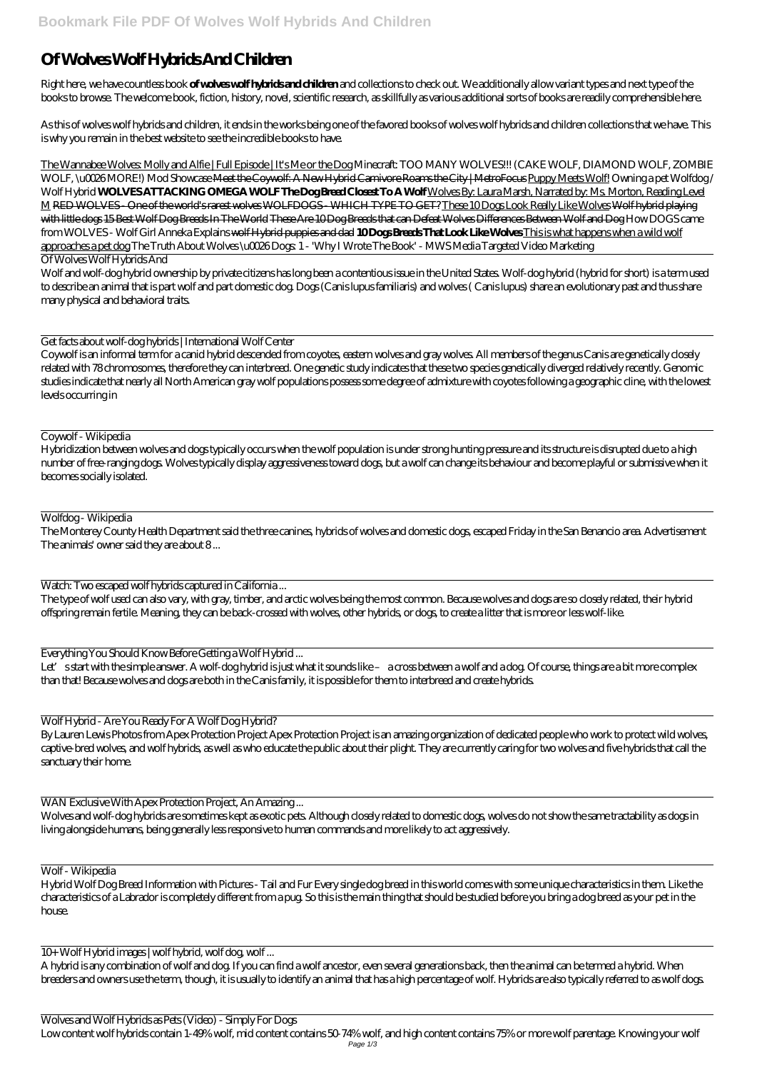# Of Wolves Wolf Hybrids And Children

Right here, we have countless book **of wolves wolf hybrids and children** and collections to check out. We additionally allow variant types and next type of the books to browse. The welcome book, fiction, history, novel, scientific research, as skillfully as various additional sorts of books are readily comprehensible here.

As this of wolves wolf hybrids and children, it ends in the works being one of the favored books of wolves wolf hybrids and children collections that we have. This is why you remain in the best website to see the incredible books to have.

The Wannabee Wolves: Molly and Alfie | Full Episode | It's Me or the Dog *Minecraft: TOO MANY WOLVES!!! (CAKE WOLF, DIAMOND WOLF, ZOMBIE WOLF, \u0026 MORE!) Mod Showcase* ~~Meet the Coywolf: A New Hybrid Carnivore Roams the City | MetroFocus~~ Puppy Meets Wolf! *Owning a pet Wolfdog / Wolf Hybrid* **WOLVES ATTACKING OMEGA WOLF The Dog Breed Closest To A Wolf** Wolves By: Laura Marsh, Narrated by: Ms. Morton, Reading Level M ~~RED WOLVES - One of the world's rarest wolves WOLFDOGS - WHICH TYPE TO GET?~~ These 10 Dogs Look Really Like Wolves ~~Wolf hybrid playing with little dogs 15 Best Wolf Dog Breeds In The World These Are 10 Dog Breeds that can Defeat Wolves Differences Between Wolf and Dog~~ *How DOGS came from WOLVES - Wolf Girl Anneka Explains* ~~wolf Hybrid puppies and dad~~ **10 Dogs Breeds That Look Like Wolves** This is what happens when a wild wolf approaches a pet dog *The Truth About Wolves \u0026 Dogs: 1 - 'Why I Wrote The Book' - MWS Media Targeted Video Marketing*

Of Wolves Wolf Hybrids And

Wolf and wolf-dog hybrid ownership by private citizens has long been a contentious issue in the United States. Wolf-dog hybrid (hybrid for short) is a term used to describe an animal that is part wolf and part domestic dog. Dogs (Canis lupus familiaris) and wolves ( Canis lupus) share an evolutionary past and thus share many physical and behavioral traits.

Get facts about wolf-dog hybrids | International Wolf Center

Coywolf is an informal term for a canid hybrid descended from coyotes, eastern wolves and gray wolves. All members of the genus Canis are genetically closely related with 78 chromosomes, therefore they can interbreed. One genetic study indicates that these two species genetically diverged relatively recently. Genomic studies indicate that nearly all North American gray wolf populations possess some degree of admixture with coyotes following a geographic cline, with the lowest levels occurring in

Coywolf - Wikipedia

Hybridization between wolves and dogs typically occurs when the wolf population is under strong hunting pressure and its structure is disrupted due to a high number of free-ranging dogs. Wolves typically display aggressiveness toward dogs, but a wolf can change its behaviour and become playful or submissive when it becomes socially isolated.

Wolfdog - Wikipedia

The Monterey County Health Department said the three canines, hybrids of wolves and domestic dogs, escaped Friday in the San Benancio area. Advertisement The animals' owner said they are about 8 ...

Watch: Two escaped wolf hybrids captured in California ...

The type of wolf used can also vary, with gray, timber, and arctic wolves being the most common. Because wolves and dogs are so closely related, their hybrid offspring remain fertile. Meaning, they can be back-crossed with wolves, other hybrids, or dogs, to create a litter that is more or less wolf-like.

Everything You Should Know Before Getting a Wolf Hybrid ...

Let's start with the simple answer. A wolf-dog hybrid is just what it sounds like – a cross between a wolf and a dog. Of course, things are a bit more complex than that! Because wolves and dogs are both in the Canis family, it is possible for them to interbreed and create hybrids.

Wolf Hybrid - Are You Ready For A Wolf Dog Hybrid?

By Lauren Lewis Photos from Apex Protection Project Apex Protection Project is an amazing organization of dedicated people who work to protect wild wolves, captive-bred wolves, and wolf hybrids, as well as who educate the public about their plight. They are currently caring for two wolves and five hybrids that call the sanctuary their home.

WAN Exclusive With Apex Protection Project, An Amazing ...

Wolves and wolf-dog hybrids are sometimes kept as exotic pets. Although closely related to domestic dogs, wolves do not show the same tractability as dogs in living alongside humans, being generally less responsive to human commands and more likely to act aggressively.

Wolf - Wikipedia

Hybrid Wolf Dog Breed Information with Pictures - Tail and Fur Every single dog breed in this world comes with some unique characteristics in them. Like the characteristics of a Labrador is completely different from a pug. So this is the main thing that should be studied before you bring a dog breed as your pet in the house.

10+ Wolf Hybrid images | wolf hybrid, wolf dog, wolf ...

A hybrid is any combination of wolf and dog. If you can find a wolf ancestor, even several generations back, then the animal can be termed a hybrid. When breeders and owners use the term, though, it is usually to identify an animal that has a high percentage of wolf. Hybrids are also typically referred to as wolf dogs.

Wolves and Wolf Hybrids as Pets (Video) - Simply For Dogs

Low content wolf hybrids contain 1-49% wolf, mid content contains 50-74% wolf, and high content contains 75% or more wolf parentage. Knowing your wolf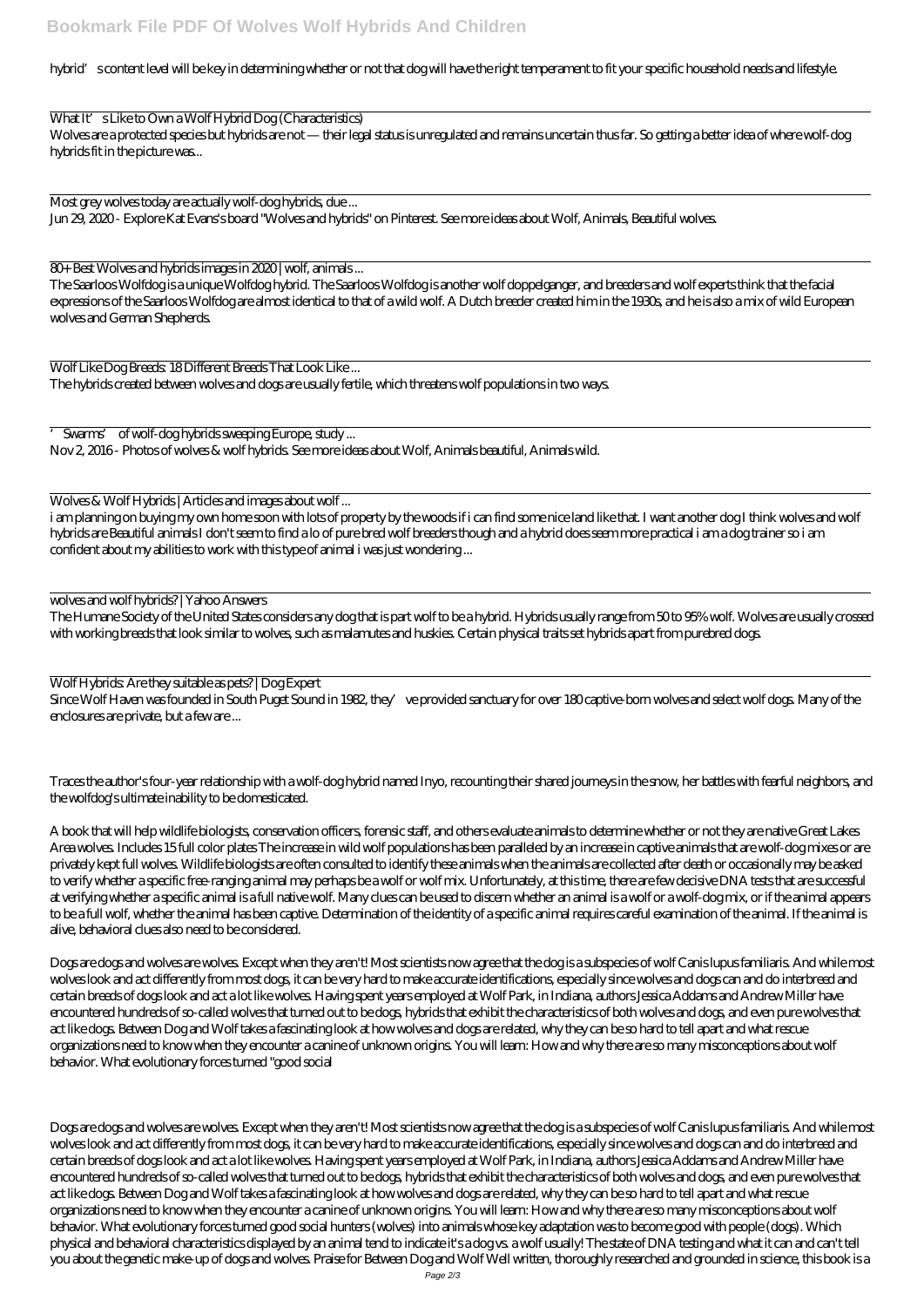hybrid's content level will be key in determining whether or not that dog will have the right temperament to fit your specific household needs and lifestyle.

What It's Like to Own a Wolf Hybrid Dog (Characteristics)
Wolves are a protected species but hybrids are not — their legal status is unregulated and remains uncertain thus far. So getting a better idea of where wolf-dog hybrids fit in the picture was...

Most grey wolves today are actually wolf-dog hybrids, due ...
Jun 29, 2020 - Explore Kat Evans's board "Wolves and hybrids" on Pinterest. See more ideas about Wolf, Animals, Beautiful wolves.

80+ Best Wolves and hybrids images in 2020 | wolf, animals ...
The Saarloos Wolfdog is a unique Wolfdog hybrid. The Saarloos Wolfdog is another wolf doppelganger, and breeders and wolf experts think that the facial expressions of the Saarloos Wolfdog are almost identical to that of a wild wolf. A Dutch breeder created him in the 1930s, and he is also a mix of wild European wolves and German Shepherds.

Wolf Like Dog Breeds: 18 Different Breeds That Look Like ...
The hybrids created between wolves and dogs are usually fertile, which threatens wolf populations in two ways.

'Swarms' of wolf-dog hybrids sweeping Europe, study ...
Nov 2, 2016 - Photos of wolves & wolf hybrids. See more ideas about Wolf, Animals beautiful, Animals wild.

Wolves & Wolf Hybrids | Articles and images about wolf ...
i am planning on buying my own home soon with lots of property by the woods if i can find some nice land like that. I want another dog I think wolves and wolf hybrids are Beautiful animals I don't seem to find a lo of pure bred wolf breeders though and a hybrid does seem more practical i am a dog trainer so i am confident about my abilities to work with this type of animal i was just wondering ...

wolves and wolf hybrids? | Yahoo Answers
The Humane Society of the United States considers any dog that is part wolf to be a hybrid. Hybrids usually range from 50 to 95% wolf. Wolves are usually crossed with working breeds that look similar to wolves, such as malamutes and huskies. Certain physical traits set hybrids apart from purebred dogs.

Wolf Hybrids: Are they suitable as pets? | Dog Expert
Since Wolf Haven was founded in South Puget Sound in 1982, they've provided sanctuary for over 180 captive-born wolves and select wolf dogs. Many of the enclosures are private, but a few are ...

Traces the author's four-year relationship with a wolf-dog hybrid named Inyo, recounting their shared journeys in the snow, her battles with fearful neighbors, and the wolfdog's ultimate inability to be domesticated.

A book that will help wildlife biologists, conservation officers, forensic staff, and others evaluate animals to determine whether or not they are native Great Lakes Area wolves. Includes 15 full color plates The increase in wild wolf populations has been paralleled by an increase in captive animals that are wolf-dog mixes or are privately kept full wolves. Wildlife biologists are often consulted to identify these animals when the animals are collected after death or occasionally may be asked to verify whether a specific free-ranging animal may perhaps be a wolf or wolf mix. Unfortunately, at this time, there are few decisive DNA tests that are successful at verifying whether a specific animal is a full native wolf. Many clues can be used to discern whether an animal is a wolf or a wolf-dog mix, or if the animal appears to be a full wolf, whether the animal has been captive. Determination of the identity of a specific animal requires careful examination of the animal. If the animal is alive, behavioral clues also need to be considered.

Dogs are dogs and wolves are wolves. Except when they aren't! Most scientists now agree that the dog is a subspecies of wolf Canis lupus familiaris. And while most wolves look and act differently from most dogs, it can be very hard to make accurate identifications, especially since wolves and dogs can and do interbreed and certain breeds of dogs look and act a lot like wolves. Having spent years employed at Wolf Park, in Indiana, authors Jessica Addams and Andrew Miller have encountered hundreds of so-called wolves that turned out to be dogs, hybrids that exhibit the characteristics of both wolves and dogs, and even pure wolves that act like dogs. Between Dog and Wolf takes a fascinating look at how wolves and dogs are related, why they can be so hard to tell apart and what rescue organizations need to know when they encounter a canine of unknown origins. You will learn: How and why there are so many misconceptions about wolf behavior. What evolutionary forces turned "good social

Dogs are dogs and wolves are wolves. Except when they aren't! Most scientists now agree that the dog is a subspecies of wolf Canis lupus familiaris. And while most wolves look and act differently from most dogs, it can be very hard to make accurate identifications, especially since wolves and dogs can and do interbreed and certain breeds of dogs look and act a lot like wolves. Having spent years employed at Wolf Park, in Indiana, authors Jessica Addams and Andrew Miller have encountered hundreds of so-called wolves that turned out to be dogs, hybrids that exhibit the characteristics of both wolves and dogs, and even pure wolves that act like dogs. Between Dog and Wolf takes a fascinating look at how wolves and dogs are related, why they can be so hard to tell apart and what rescue organizations need to know when they encounter a canine of unknown origins. You will learn: How and why there are so many misconceptions about wolf behavior. What evolutionary forces turned good social hunters (wolves) into animals whose key adaptation was to become good with people (dogs). Which physical and behavioral characteristics displayed by an animal tend to indicate it's a dog vs. a wolf usually! The state of DNA testing and what it can and can't tell you about the genetic make-up of dogs and wolves. Praise for Between Dog and Wolf Well written, thoroughly researched and grounded in science, this book is a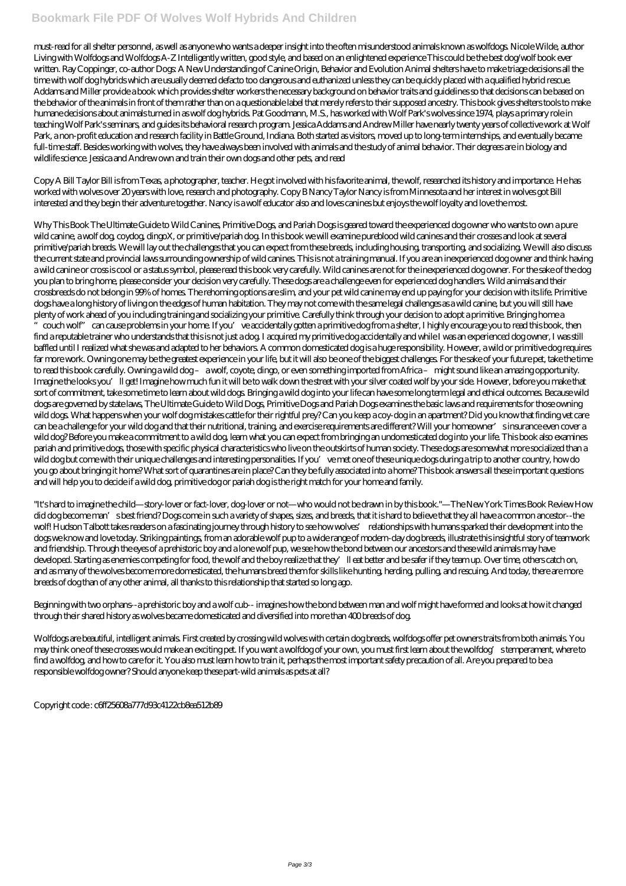must-read for all shelter personnel, as well as anyone who wants a deeper insight into the often misunderstood animals known as wolfdogs. Nicole Wilde, author Living with Wolfdogs and Wolfdogs A-Z Intelligently written, good style, and based on an enlightened experience This could be the best dog/wolf book ever written. Ray Coppinger, co-author Dogs: A New Understanding of Canine Origin, Behavior and Evolution Animal shelters have to make triage decisions all the time with wolf dog hybrids which are usually deemed defacto too dangerous and euthanized unless they can be quickly placed with a qualified hybrid rescue. Addams and Miller provide a book which provides shelter workers the necessary background on behavior traits and guidelines so that decisions can be based on the behavior of the animals in front of them rather than on a questionable label that merely refers to their supposed ancestry. This book gives shelters tools to make humane decisions about animals turned in as wolf dog hybrids. Pat Goodmann, M.S., has worked with Wolf Park's wolves since 1974, plays a primary role in teaching Wolf Park's seminars, and guides its behavioral research program. Jessica Addams and Andrew Miller have nearly twenty years of collective work at Wolf Park, a non-profit education and research facility in Battle Ground, Indiana. Both started as visitors, moved up to long-term internships, and eventually became full-time staff. Besides working with wolves, they have always been involved with animals and the study of animal behavior. Their degrees are in biology and wildlife science. Jessica and Andrew own and train their own dogs and other pets, and read

Copy A Bill Taylor Bill is from Texas, a photographer, teacher. He got involved with his favorite animal, the wolf, researched its history and importance. He has worked with wolves over 20 years with love, research and photography. Copy B Nancy Taylor Nancy is from Minnesota and her interest in wolves got Bill interested and they begin their adventure together. Nancy is a wolf educator also and loves canines but enjoys the wolf loyalty and love the most.

Why This Book The Ultimate Guide to Wild Canines, Primitive Dogs, and Pariah Dogs is geared toward the experienced dog owner who wants to own a pure wild canine, a wolf dog, coydog, dingoX, or primitive/pariah dog. In this book we will examine pureblood wild canines and their crosses and look at several primitive/pariah breeds. We will lay out the challenges that you can expect from these breeds, including housing, transporting, and socializing. We will also discuss the current state and provincial laws surrounding ownership of wild canines. This is not a training manual. If you are an inexperienced dog owner and think having a wild canine or cross is cool or a status symbol, please read this book very carefully. Wild canines are not for the inexperienced dog owner. For the sake of the dog you plan to bring home, please consider your decision very carefully. These dogs are a challenge even for experienced dog handlers. Wild animals and their crossbreeds do not belong in 99% of homes. The rehoming options are slim, and your pet wild canine may end up paying for your decision with its life. Primitive dogs have a long history of living on the edges of human habitation. They may not come with the same legal challenges as a wild canine, but you will still have plenty of work ahead of you including training and socializing your primitive. Carefully think through your decision to adopt a primitive. Bringing home a "couch wolf" can cause problems in your home. If you've accidentally gotten a primitive dog from a shelter, I highly encourage you to read this book, then find a reputable trainer who understands that this is not just a dog. I acquired my primitive dog accidentally and while I was an experienced dog owner, I was still baffled until I realized what she was and adapted to her behaviors. A common domesticated dog is a huge responsibility. However, a wild or primitive dog requires far more work. Owning one may be the greatest experience in your life, but it will also be one of the biggest challenges. For the sake of your future pet, take the time to read this book carefully. Owning a wild dog – a wolf, coyote, dingo, or even something imported from Africa – might sound like an amazing opportunity. Imagine the looks you'll get! Imagine how much fun it will be to walk down the street with your silver coated wolf by your side. However, before you make that sort of commitment, take some time to learn about wild dogs. Bringing a wild dog into your life can have some long term legal and ethical outcomes. Because wild dogs are governed by state laws, The Ultimate Guide to Wild Dogs, Primitive Dogs and Pariah Dogs examines the basic laws and requirements for those owning wild dogs. What happens when your wolf dog mistakes cattle for their rightful prey? Can you keep a coy-dog in an apartment? Did you know that finding vet care can be a challenge for your wild dog and that their nutritional, training, and exercise requirements are different? Will your homeowner's insurance even cover a wild dog? Before you make a commitment to a wild dog, learn what you can expect from bringing an undomesticated dog into your life. This book also examines pariah and primitive dogs, those with specific physical characteristics who live on the outskirts of human society. These dogs are somewhat more socialized than a wild dog but come with their unique challenges and interesting personalities. If you've met one of these unique dogs during a trip to another country, how do you go about bringing it home? What sort of quarantines are in place? Can they be fully associated into a home? This book answers all these important questions and will help you to decide if a wild dog, primitive dog or pariah dog is the right match for your home and family.

"It's hard to imagine the child—story-lover or fact-lover, dog-lover or not—who would not be drawn in by this book."—The New York Times Book Review How did dog become man's best friend? Dogs come in such a variety of shapes, sizes, and breeds, that it is hard to believe that they all have a common ancestor--the wolf! Hudson Talbott takes readers on a fascinating journey through history to see how wolves' relationships with humans sparked their development into the dogs we know and love today. Striking paintings, from an adorable wolf pup to a wide range of modern-day dog breeds, illustrate this insightful story of teamwork and friendship. Through the eyes of a prehistoric boy and a lone wolf pup, we see how the bond between our ancestors and these wild animals may have developed. Starting as enemies competing for food, the wolf and the boy realize that they'll eat better and be safer if they team up. Over time, others catch on, and as many of the wolves become more domesticated, the humans breed them for skills like hunting, herding, pulling, and rescuing. And today, there are more breeds of dog than of any other animal, all thanks to this relationship that started so long ago.

Beginning with two orphans--a prehistoric boy and a wolf cub-- imagines how the bond between man and wolf might have formed and looks at how it changed through their shared history as wolves became domesticated and diversified into more than 400 breeds of dog.

Wolfdogs are beautiful, intelligent animals. First created by crossing wild wolves with certain dog breeds, wolfdogs offer pet owners traits from both animals. You may think one of these crosses would make an exciting pet. If you want a wolfdog of your own, you must first learn about the wolfdog's temperament, where to find a wolfdog, and how to care for it. You also must learn how to train it, perhaps the most important safety precaution of all. Are you prepared to be a responsible wolfdog owner? Should anyone keep these part-wild animals as pets at all?

Copyright code : c6ff25608a777d93c4122cb8ea512b89